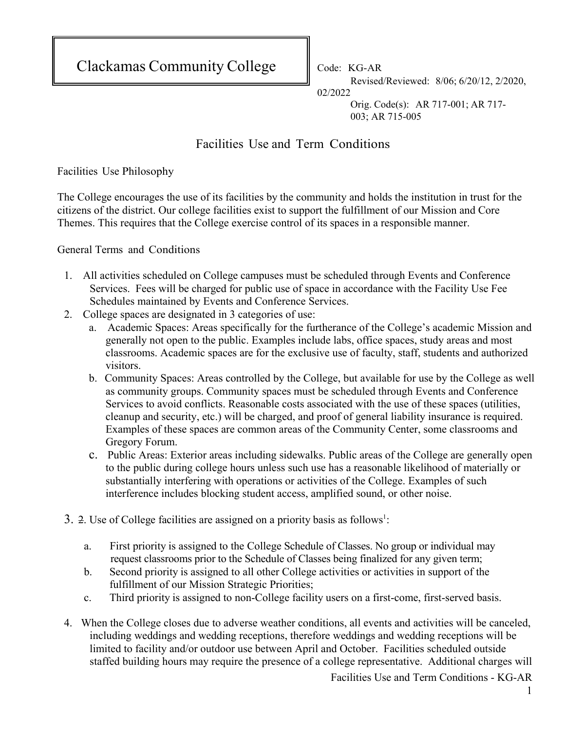# Clackamas Community College

Code: KG-AR
Revised/Reviewed: 8/06; 6/20/12, 2/2020, 02/2022
Orig. Code(s): AR 717-001; AR 717-003; AR 715-005

## Facilities Use and Term Conditions

### Facilities Use Philosophy

The College encourages the use of its facilities by the community and holds the institution in trust for the citizens of the district. Our college facilities exist to support the fulfillment of our Mission and Core Themes. This requires that the College exercise control of its spaces in a responsible manner.

### General Terms and Conditions

1. All activities scheduled on College campuses must be scheduled through Events and Conference Services. Fees will be charged for public use of space in accordance with the Facility Use Fee Schedules maintained by Events and Conference Services.
2. College spaces are designated in 3 categories of use:
   a. Academic Spaces: Areas specifically for the furtherance of the College's academic Mission and generally not open to the public. Examples include labs, office spaces, study areas and most classrooms. Academic spaces are for the exclusive use of faculty, staff, students and authorized visitors.
   b. Community Spaces: Areas controlled by the College, but available for use by the College as well as community groups. Community spaces must be scheduled through Events and Conference Services to avoid conflicts. Reasonable costs associated with the use of these spaces (utilities, cleanup and security, etc.) will be charged, and proof of general liability insurance is required. Examples of these spaces are common areas of the Community Center, some classrooms and Gregory Forum.
   c. Public Areas: Exterior areas including sidewalks. Public areas of the College are generally open to the public during college hours unless such use has a reasonable likelihood of materially or substantially interfering with operations or activities of the College. Examples of such interference includes blocking student access, amplified sound, or other noise.
3. ~~2~~. Use of College facilities are assigned on a priority basis as follows[1]:
   a. First priority is assigned to the College Schedule of Classes. No group or individual may request classrooms prior to the Schedule of Classes being finalized for any given term;
   b. Second priority is assigned to all other College activities or activities in support of the fulfillment of our Mission Strategic Priorities;
   c. Third priority is assigned to non-College facility users on a first-come, first-served basis.
4. When the College closes due to adverse weather conditions, all events and activities will be canceled, including weddings and wedding receptions, therefore weddings and wedding receptions will be limited to facility and/or outdoor use between April and October. Facilities scheduled outside staffed building hours may require the presence of a college representative. Additional charges will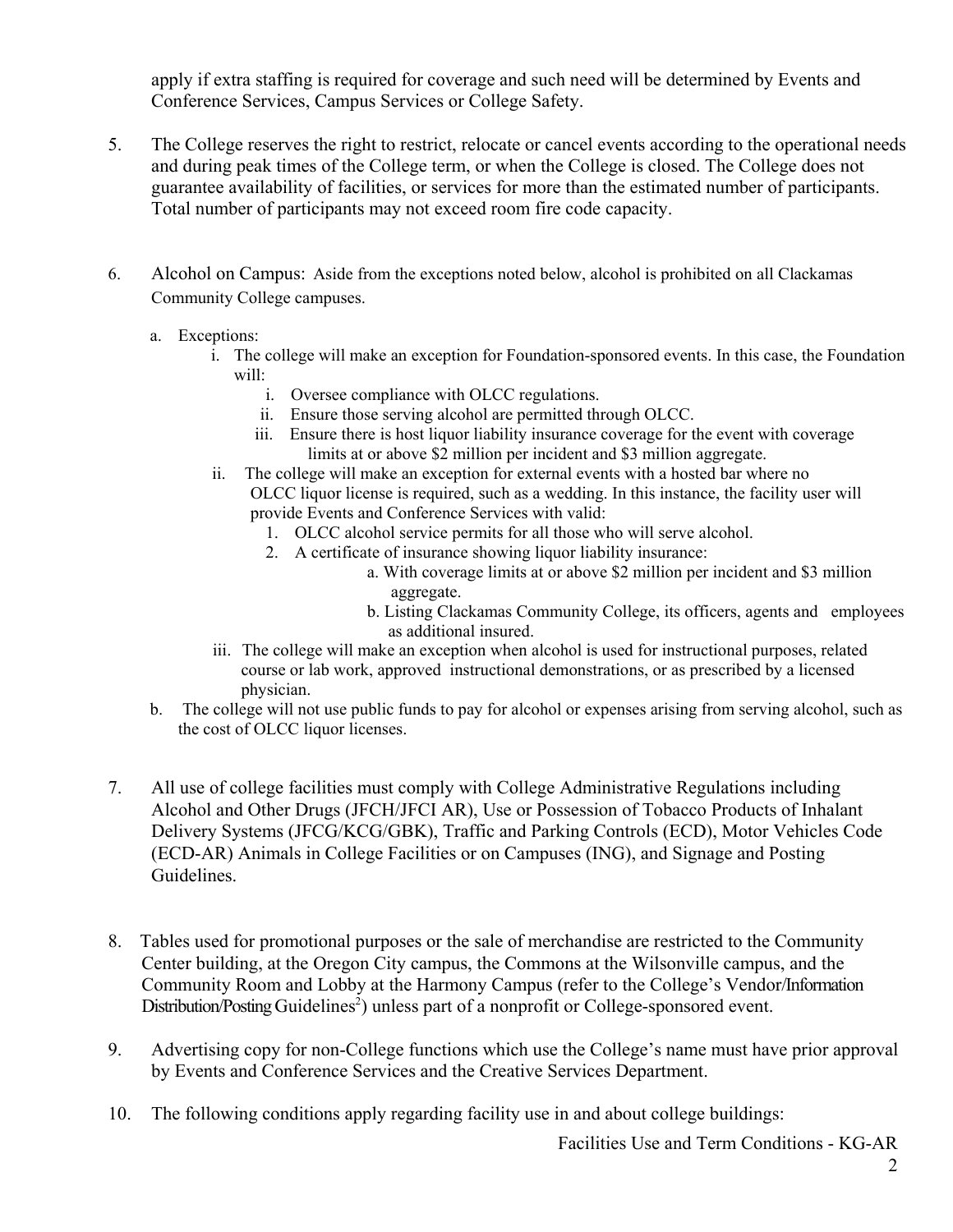apply if extra staffing is required for coverage and such need will be determined by Events and Conference Services, Campus Services or College Safety.

5. The College reserves the right to restrict, relocate or cancel events according to the operational needs and during peak times of the College term, or when the College is closed. The College does not guarantee availability of facilities, or services for more than the estimated number of participants. Total number of participants may not exceed room fire code capacity.

6. Alcohol on Campus: Aside from the exceptions noted below, alcohol is prohibited on all Clackamas Community College campuses.

   a. Exceptions:
      i. The college will make an exception for Foundation-sponsored events. In this case, the Foundation will:
         i. Oversee compliance with OLCC regulations.
         ii. Ensure those serving alcohol are permitted through OLCC.
         iii. Ensure there is host liquor liability insurance coverage for the event with coverage limits at or above $2 million per incident and $3 million aggregate.
      ii. The college will make an exception for external events with a hosted bar where no OLCC liquor license is required, such as a wedding. In this instance, the facility user will provide Events and Conference Services with valid:
         1. OLCC alcohol service permits for all those who will serve alcohol.
         2. A certificate of insurance showing liquor liability insurance:
            a. With coverage limits at or above $2 million per incident and $3 million aggregate.
            b. Listing Clackamas Community College, its officers, agents and employees as additional insured.
      iii. The college will make an exception when alcohol is used for instructional purposes, related course or lab work, approved instructional demonstrations, or as prescribed by a licensed physician.

   b. The college will not use public funds to pay for alcohol or expenses arising from serving alcohol, such as the cost of OLCC liquor licenses.

7. All use of college facilities must comply with College Administrative Regulations including Alcohol and Other Drugs (JFCH/JFCI AR), Use or Possession of Tobacco Products of Inhalant Delivery Systems (JFCG/KCG/GBK), Traffic and Parking Controls (ECD), Motor Vehicles Code (ECD-AR) Animals in College Facilities or on Campuses (ING), and Signage and Posting Guidelines.

8. Tables used for promotional purposes or the sale of merchandise are restricted to the Community Center building, at the Oregon City campus, the Commons at the Wilsonville campus, and the Community Room and Lobby at the Harmony Campus (refer to the College's Vendor/Information Distribution/Posting Guidelines[2]) unless part of a nonprofit or College-sponsored event.

9. Advertising copy for non-College functions which use the College's name must have prior approval by Events and Conference Services and the Creative Services Department.

10. The following conditions apply regarding facility use in and about college buildings: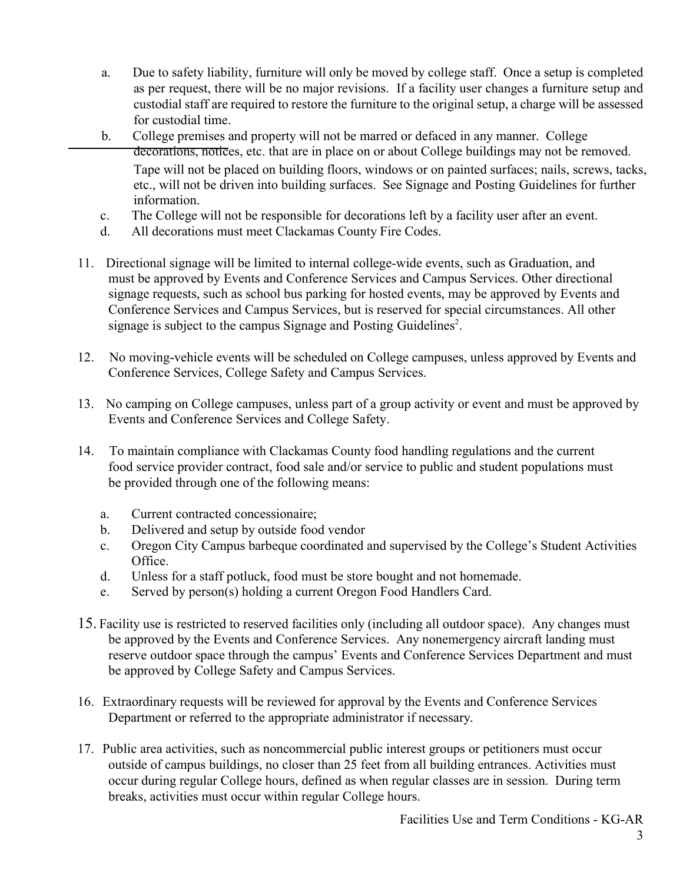a. Due to safety liability, furniture will only be moved by college staff. Once a setup is completed as per request, there will be no major revisions. If a facility user changes a furniture setup and custodial staff are required to restore the furniture to the original setup, a charge will be assessed for custodial time.
   b. College premises and property will not be marred or defaced in any manner. College decorations, notices, etc. that are in place on or about College buildings may not be removed. Tape will not be placed on building floors, windows or on painted surfaces; nails, screws, tacks, etc., will not be driven into building surfaces. See Signage and Posting Guidelines for further information.
   c. The College will not be responsible for decorations left by a facility user after an event.
   d. All decorations must meet Clackamas County Fire Codes.

11. Directional signage will be limited to internal college-wide events, such as Graduation, and must be approved by Events and Conference Services and Campus Services. Other directional signage requests, such as school bus parking for hosted events, may be approved by Events and Conference Services and Campus Services, but is reserved for special circumstances. All other signage is subject to the campus Signage and Posting Guidelines[2].

12. No moving-vehicle events will be scheduled on College campuses, unless approved by Events and Conference Services, College Safety and Campus Services.

13. No camping on College campuses, unless part of a group activity or event and must be approved by Events and Conference Services and College Safety.

14. To maintain compliance with Clackamas County food handling regulations and the current food service provider contract, food sale and/or service to public and student populations must be provided through one of the following means:

   a. Current contracted concessionaire;
   b. Delivered and setup by outside food vendor
   c. Oregon City Campus barbeque coordinated and supervised by the College's Student Activities Office.
   d. Unless for a staff potluck, food must be store bought and not homemade.
   e. Served by person(s) holding a current Oregon Food Handlers Card.

15. Facility use is restricted to reserved facilities only (including all outdoor space). Any changes must be approved by the Events and Conference Services. Any nonemergency aircraft landing must reserve outdoor space through the campus' Events and Conference Services Department and must be approved by College Safety and Campus Services.

16. Extraordinary requests will be reviewed for approval by the Events and Conference Services Department or referred to the appropriate administrator if necessary.

17. Public area activities, such as noncommercial public interest groups or petitioners must occur outside of campus buildings, no closer than 25 feet from all building entrances. Activities must occur during regular College hours, defined as when regular classes are in session. During term breaks, activities must occur within regular College hours.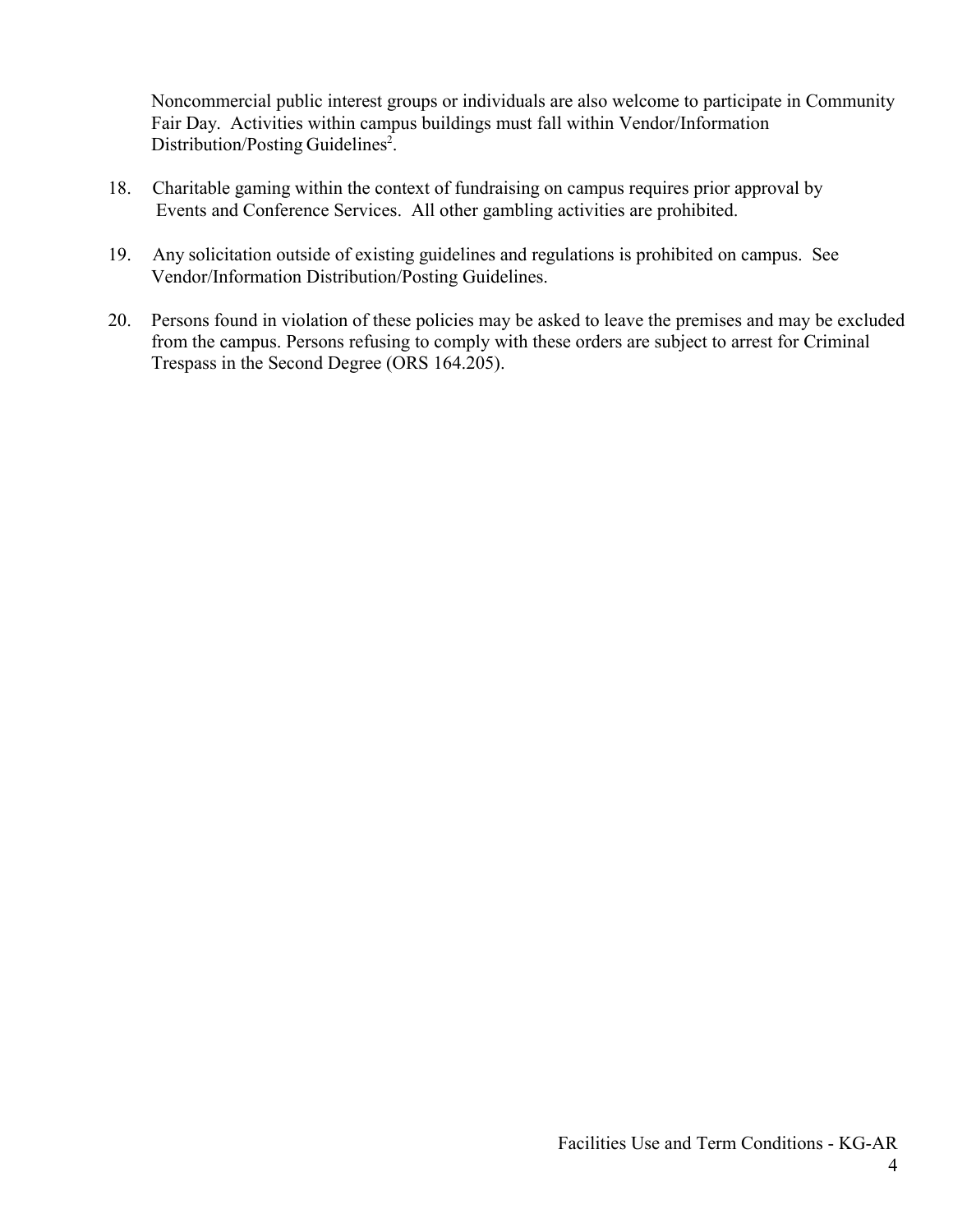Noncommercial public interest groups or individuals are also welcome to participate in Community Fair Day. Activities within campus buildings must fall within Vendor/Information Distribution/Posting Guidelines[2].

18. Charitable gaming within the context of fundraising on campus requires prior approval by Events and Conference Services. All other gambling activities are prohibited.

19. Any solicitation outside of existing guidelines and regulations is prohibited on campus. See Vendor/Information Distribution/Posting Guidelines.

20. Persons found in violation of these policies may be asked to leave the premises and may be excluded from the campus. Persons refusing to comply with these orders are subject to arrest for Criminal Trespass in the Second Degree (ORS 164.205).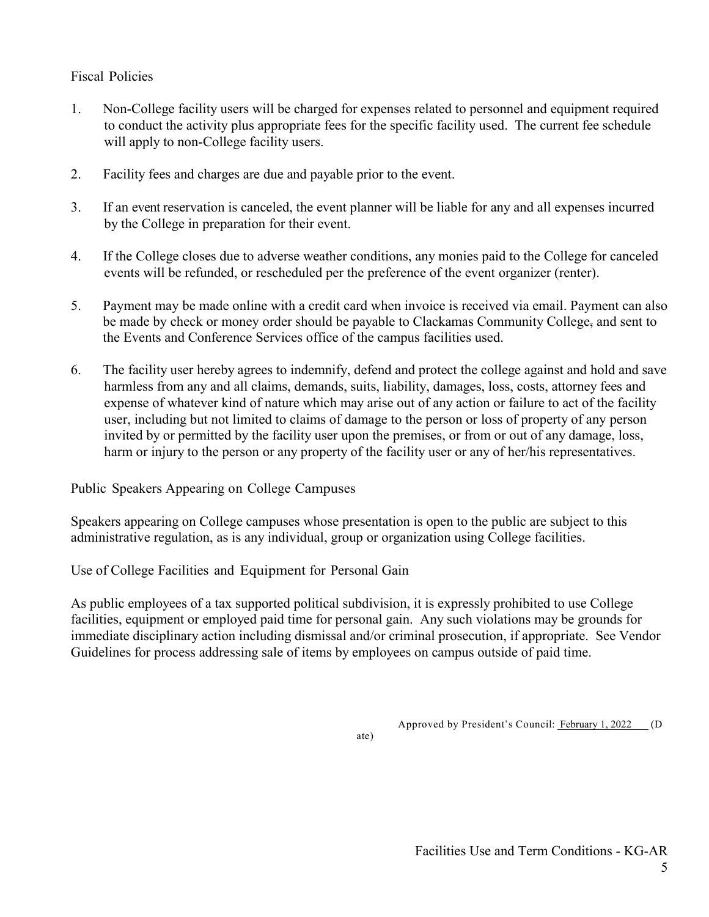## Fiscal Policies

1. Non-College facility users will be charged for expenses related to personnel and equipment required to conduct the activity plus appropriate fees for the specific facility used. The current fee schedule will apply to non-College facility users.

2. Facility fees and charges are due and payable prior to the event.

3. If an event reservation is canceled, the event planner will be liable for any and all expenses incurred by the College in preparation for their event.

4. If the College closes due to adverse weather conditions, any monies paid to the College for canceled events will be refunded, or rescheduled per the preference of the event organizer (renter).

5. Payment may be made online with a credit card when invoice is received via email. Payment can also be made by check or money order should be payable to Clackamas Community College, and sent to the Events and Conference Services office of the campus facilities used.

6. The facility user hereby agrees to indemnify, defend and protect the college against and hold and save harmless from any and all claims, demands, suits, liability, damages, loss, costs, attorney fees and expense of whatever kind of nature which may arise out of any action or failure to act of the facility user, including but not limited to claims of damage to the person or loss of property of any person invited by or permitted by the facility user upon the premises, or from or out of any damage, loss, harm or injury to the person or any property of the facility user or any of her/his representatives.

## Public Speakers Appearing on College Campuses

Speakers appearing on College campuses whose presentation is open to the public are subject to this administrative regulation, as is any individual, group or organization using College facilities.

## Use of College Facilities and Equipment for Personal Gain

As public employees of a tax supported political subdivision, it is expressly prohibited to use College facilities, equipment or employed paid time for personal gain. Any such violations may be grounds for immediate disciplinary action including dismissal and/or criminal prosecution, if appropriate. See Vendor Guidelines for process addressing sale of items by employees on campus outside of paid time.

Approved by President's Council: February 1, 2022 (Date)

Facilities Use and Term Conditions - KG-AR